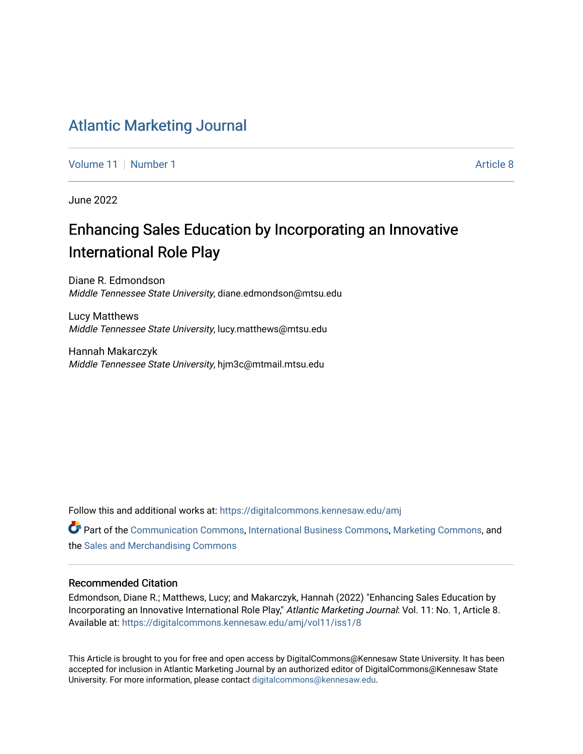# Atlantic Marketing Journal

Volume 11 | Number 1 | Article 8

June 2022

## Enhancing Sales Education by Incorporating an Innovative International Role Play

Diane R. Edmondson
*Middle Tennessee State University*, diane.edmondson@mtsu.edu

Lucy Matthews
*Middle Tennessee State University*, lucy.matthews@mtsu.edu

Hannah Makarczyk
*Middle Tennessee State University*, hjm3c@mtmail.mtsu.edu

Follow this and additional works at: https://digitalcommons.kennesaw.edu/amj

Part of the Communication Commons, International Business Commons, Marketing Commons, and the Sales and Merchandising Commons

### Recommended Citation

Edmondson, Diane R.; Matthews, Lucy; and Makarczyk, Hannah (2022) "Enhancing Sales Education by Incorporating an Innovative International Role Play," *Atlantic Marketing Journal*: Vol. 11: No. 1, Article 8. Available at: https://digitalcommons.kennesaw.edu/amj/vol11/iss1/8

This Article is brought to you for free and open access by DigitalCommons@Kennesaw State University. It has been accepted for inclusion in Atlantic Marketing Journal by an authorized editor of DigitalCommons@Kennesaw State University. For more information, please contact digitalcommons@kennesaw.edu.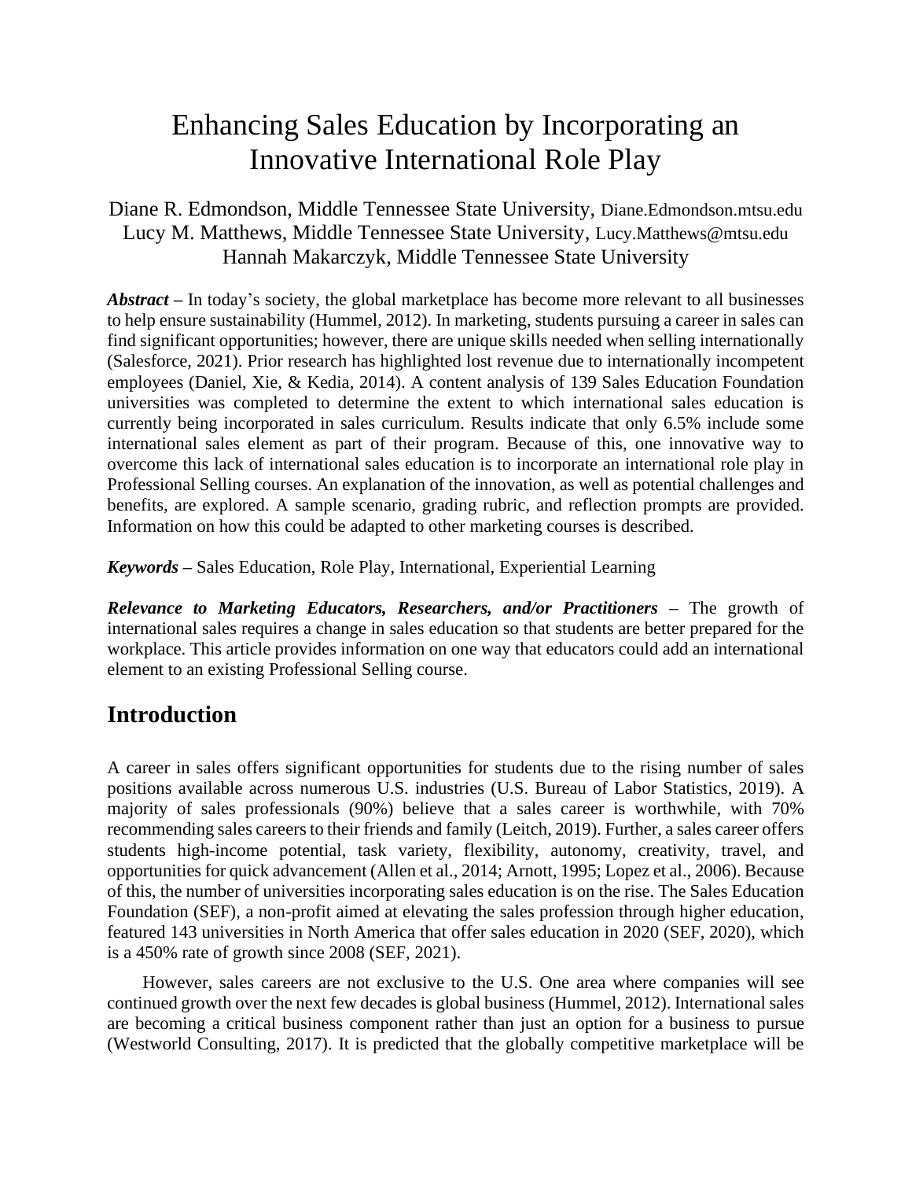# Enhancing Sales Education by Incorporating an Innovative International Role Play

Diane R. Edmondson, Middle Tennessee State University, Diane.Edmondson.mtsu.edu
Lucy M. Matthews, Middle Tennessee State University, Lucy.Matthews@mtsu.edu
Hannah Makarczyk, Middle Tennessee State University

***Abstract*** – In today's society, the global marketplace has become more relevant to all businesses to help ensure sustainability (Hummel, 2012). In marketing, students pursuing a career in sales can find significant opportunities; however, there are unique skills needed when selling internationally (Salesforce, 2021). Prior research has highlighted lost revenue due to internationally incompetent employees (Daniel, Xie, & Kedia, 2014). A content analysis of 139 Sales Education Foundation universities was completed to determine the extent to which international sales education is currently being incorporated in sales curriculum. Results indicate that only 6.5% include some international sales element as part of their program. Because of this, one innovative way to overcome this lack of international sales education is to incorporate an international role play in Professional Selling courses. An explanation of the innovation, as well as potential challenges and benefits, are explored. A sample scenario, grading rubric, and reflection prompts are provided. Information on how this could be adapted to other marketing courses is described.

***Keywords*** – Sales Education, Role Play, International, Experiential Learning

***Relevance to Marketing Educators, Researchers, and/or Practitioners*** – The growth of international sales requires a change in sales education so that students are better prepared for the workplace. This article provides information on one way that educators could add an international element to an existing Professional Selling course.

## Introduction

A career in sales offers significant opportunities for students due to the rising number of sales positions available across numerous U.S. industries (U.S. Bureau of Labor Statistics, 2019). A majority of sales professionals (90%) believe that a sales career is worthwhile, with 70% recommending sales careers to their friends and family (Leitch, 2019). Further, a sales career offers students high-income potential, task variety, flexibility, autonomy, creativity, travel, and opportunities for quick advancement (Allen et al., 2014; Arnott, 1995; Lopez et al., 2006). Because of this, the number of universities incorporating sales education is on the rise. The Sales Education Foundation (SEF), a non-profit aimed at elevating the sales profession through higher education, featured 143 universities in North America that offer sales education in 2020 (SEF, 2020), which is a 450% rate of growth since 2008 (SEF, 2021).

However, sales careers are not exclusive to the U.S. One area where companies will see continued growth over the next few decades is global business (Hummel, 2012). International sales are becoming a critical business component rather than just an option for a business to pursue (Westworld Consulting, 2017). It is predicted that the globally competitive marketplace will be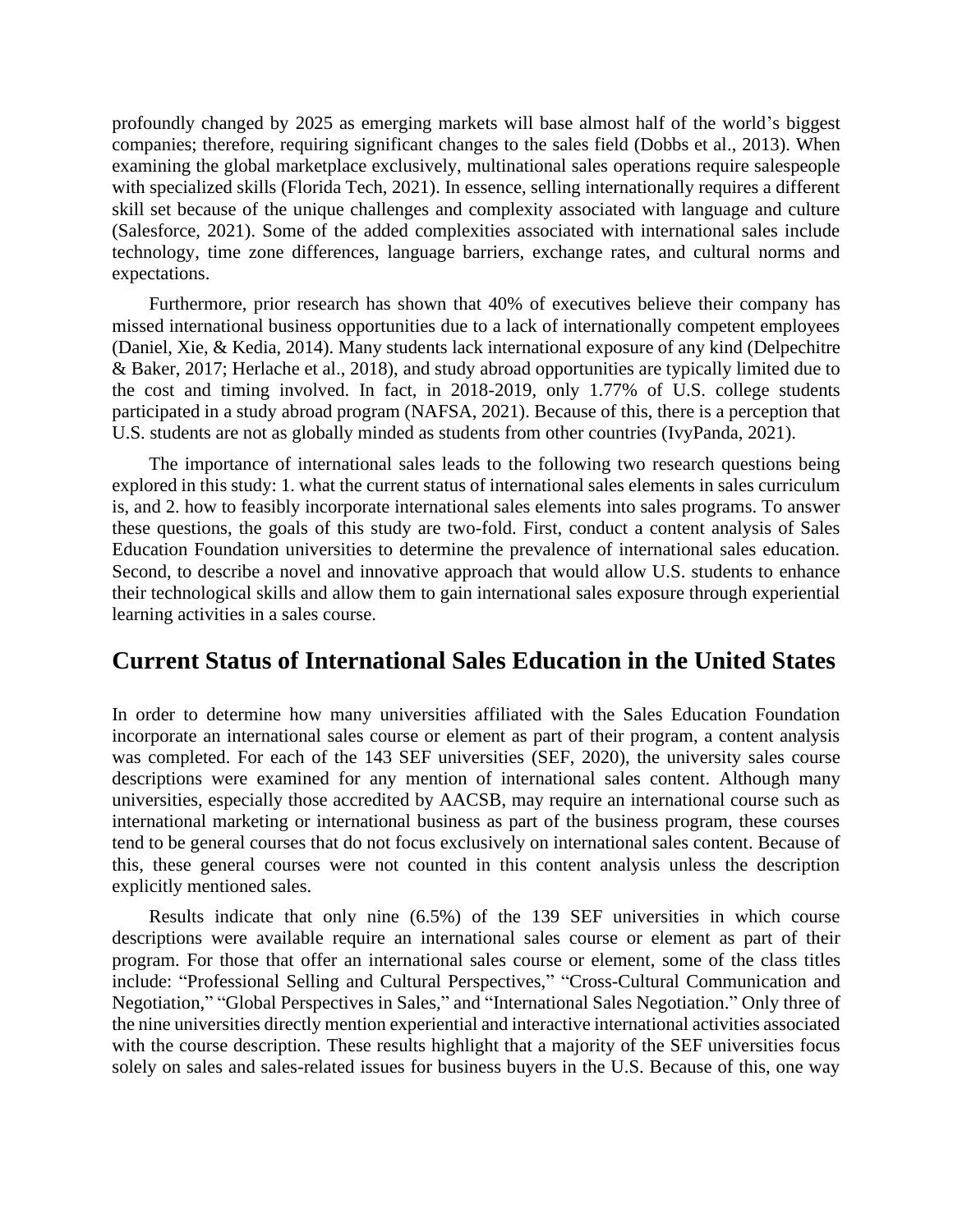profoundly changed by 2025 as emerging markets will base almost half of the world's biggest companies; therefore, requiring significant changes to the sales field (Dobbs et al., 2013). When examining the global marketplace exclusively, multinational sales operations require salespeople with specialized skills (Florida Tech, 2021). In essence, selling internationally requires a different skill set because of the unique challenges and complexity associated with language and culture (Salesforce, 2021). Some of the added complexities associated with international sales include technology, time zone differences, language barriers, exchange rates, and cultural norms and expectations.

Furthermore, prior research has shown that 40% of executives believe their company has missed international business opportunities due to a lack of internationally competent employees (Daniel, Xie, & Kedia, 2014). Many students lack international exposure of any kind (Delpechitre & Baker, 2017; Herlache et al., 2018), and study abroad opportunities are typically limited due to the cost and timing involved. In fact, in 2018-2019, only 1.77% of U.S. college students participated in a study abroad program (NAFSA, 2021). Because of this, there is a perception that U.S. students are not as globally minded as students from other countries (IvyPanda, 2021).

The importance of international sales leads to the following two research questions being explored in this study: 1. what the current status of international sales elements in sales curriculum is, and 2. how to feasibly incorporate international sales elements into sales programs. To answer these questions, the goals of this study are two-fold. First, conduct a content analysis of Sales Education Foundation universities to determine the prevalence of international sales education. Second, to describe a novel and innovative approach that would allow U.S. students to enhance their technological skills and allow them to gain international sales exposure through experiential learning activities in a sales course.

## Current Status of International Sales Education in the United States

In order to determine how many universities affiliated with the Sales Education Foundation incorporate an international sales course or element as part of their program, a content analysis was completed. For each of the 143 SEF universities (SEF, 2020), the university sales course descriptions were examined for any mention of international sales content. Although many universities, especially those accredited by AACSB, may require an international course such as international marketing or international business as part of the business program, these courses tend to be general courses that do not focus exclusively on international sales content. Because of this, these general courses were not counted in this content analysis unless the description explicitly mentioned sales.

Results indicate that only nine (6.5%) of the 139 SEF universities in which course descriptions were available require an international sales course or element as part of their program. For those that offer an international sales course or element, some of the class titles include: "Professional Selling and Cultural Perspectives," "Cross-Cultural Communication and Negotiation," "Global Perspectives in Sales," and "International Sales Negotiation." Only three of the nine universities directly mention experiential and interactive international activities associated with the course description. These results highlight that a majority of the SEF universities focus solely on sales and sales-related issues for business buyers in the U.S. Because of this, one way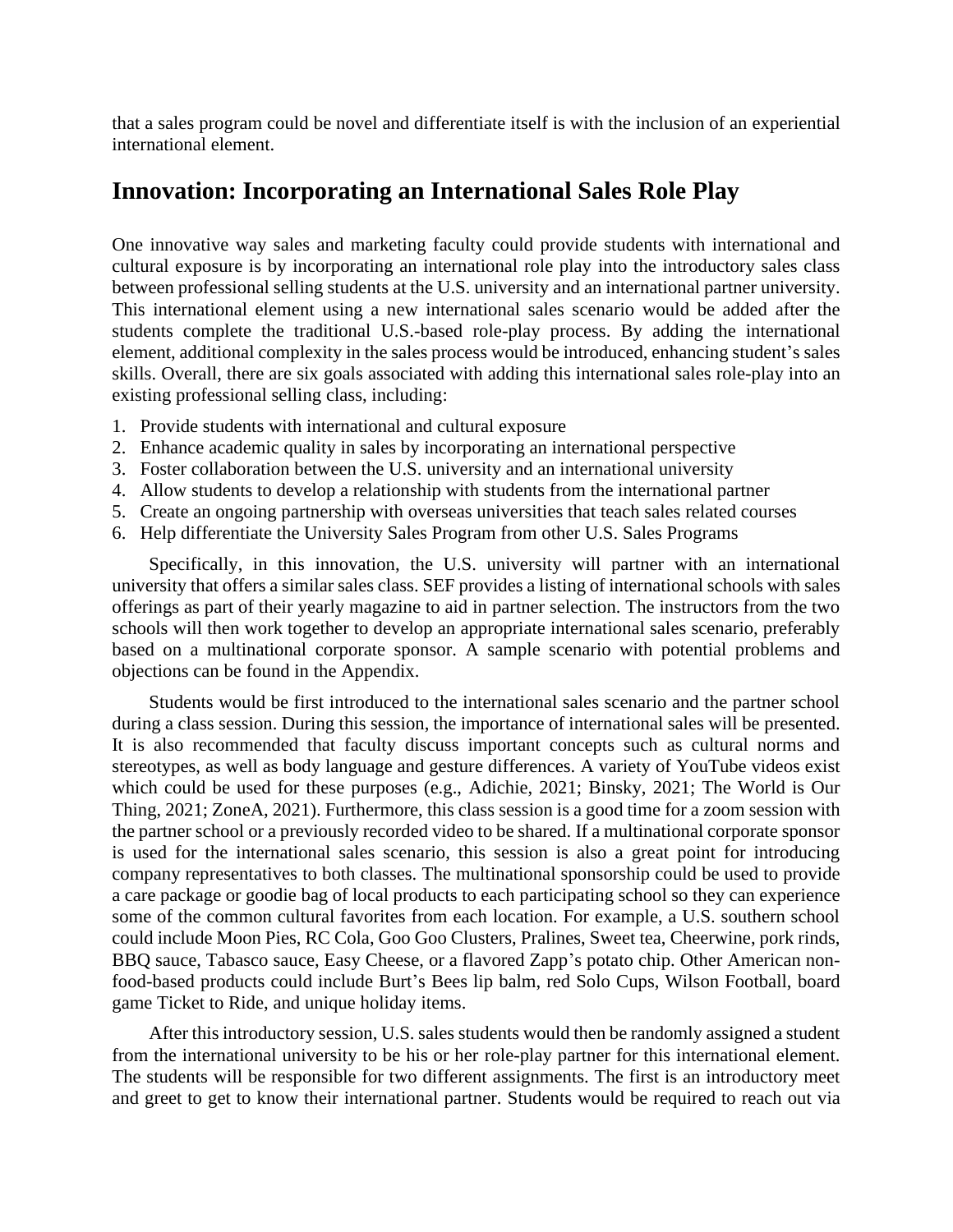that a sales program could be novel and differentiate itself is with the inclusion of an experiential international element.

## Innovation: Incorporating an International Sales Role Play

One innovative way sales and marketing faculty could provide students with international and cultural exposure is by incorporating an international role play into the introductory sales class between professional selling students at the U.S. university and an international partner university. This international element using a new international sales scenario would be added after the students complete the traditional U.S.-based role-play process. By adding the international element, additional complexity in the sales process would be introduced, enhancing student's sales skills. Overall, there are six goals associated with adding this international sales role-play into an existing professional selling class, including:

1. Provide students with international and cultural exposure
2. Enhance academic quality in sales by incorporating an international perspective
3. Foster collaboration between the U.S. university and an international university
4. Allow students to develop a relationship with students from the international partner
5. Create an ongoing partnership with overseas universities that teach sales related courses
6. Help differentiate the University Sales Program from other U.S. Sales Programs

Specifically, in this innovation, the U.S. university will partner with an international university that offers a similar sales class. SEF provides a listing of international schools with sales offerings as part of their yearly magazine to aid in partner selection. The instructors from the two schools will then work together to develop an appropriate international sales scenario, preferably based on a multinational corporate sponsor. A sample scenario with potential problems and objections can be found in the Appendix.

Students would be first introduced to the international sales scenario and the partner school during a class session. During this session, the importance of international sales will be presented. It is also recommended that faculty discuss important concepts such as cultural norms and stereotypes, as well as body language and gesture differences. A variety of YouTube videos exist which could be used for these purposes (e.g., Adichie, 2021; Binsky, 2021; The World is Our Thing, 2021; ZoneA, 2021). Furthermore, this class session is a good time for a zoom session with the partner school or a previously recorded video to be shared. If a multinational corporate sponsor is used for the international sales scenario, this session is also a great point for introducing company representatives to both classes. The multinational sponsorship could be used to provide a care package or goodie bag of local products to each participating school so they can experience some of the common cultural favorites from each location. For example, a U.S. southern school could include Moon Pies, RC Cola, Goo Goo Clusters, Pralines, Sweet tea, Cheerwine, pork rinds, BBQ sauce, Tabasco sauce, Easy Cheese, or a flavored Zapp's potato chip. Other American non-food-based products could include Burt's Bees lip balm, red Solo Cups, Wilson Football, board game Ticket to Ride, and unique holiday items.

After this introductory session, U.S. sales students would then be randomly assigned a student from the international university to be his or her role-play partner for this international element. The students will be responsible for two different assignments. The first is an introductory meet and greet to get to know their international partner. Students would be required to reach out via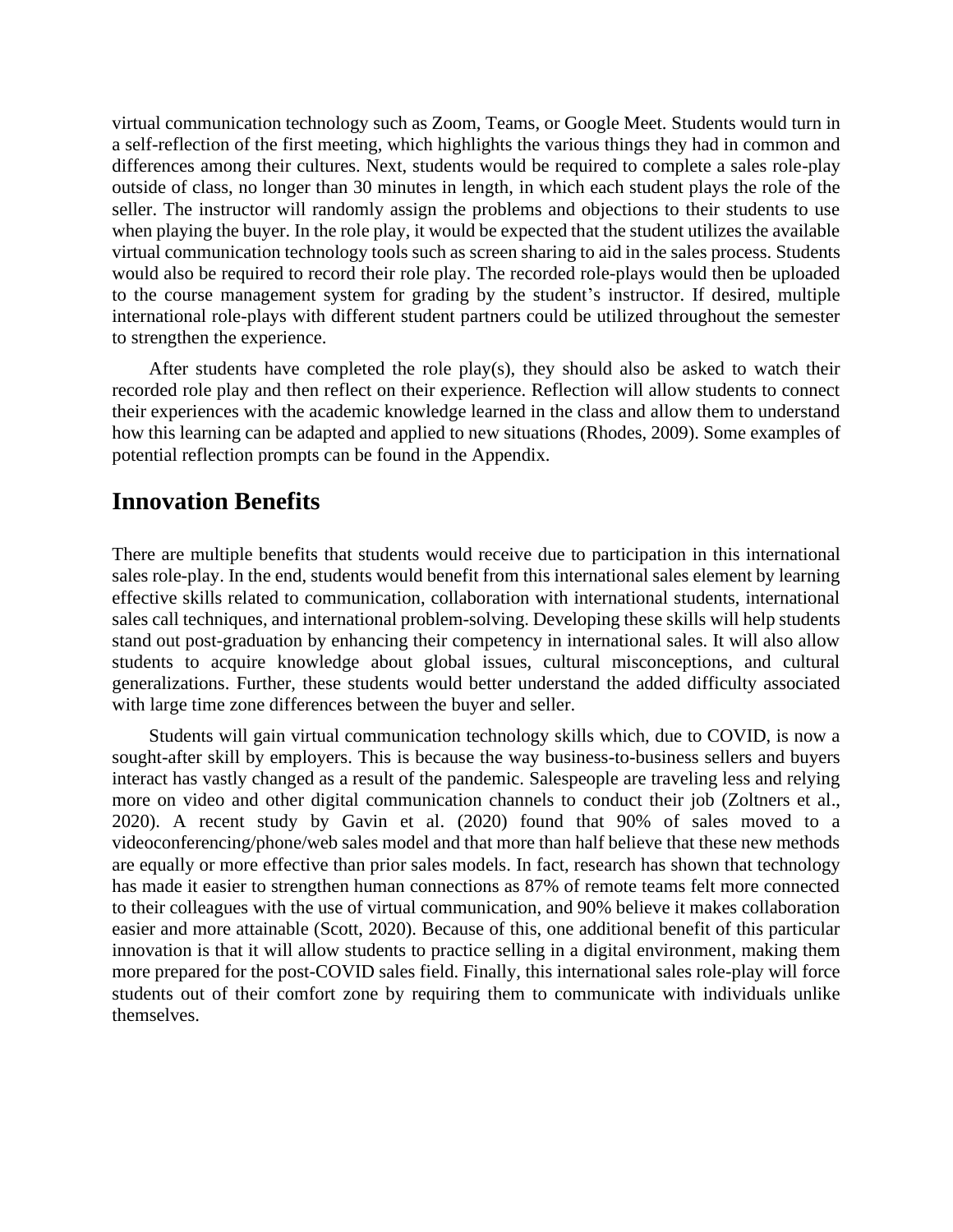virtual communication technology such as Zoom, Teams, or Google Meet. Students would turn in a self-reflection of the first meeting, which highlights the various things they had in common and differences among their cultures. Next, students would be required to complete a sales role-play outside of class, no longer than 30 minutes in length, in which each student plays the role of the seller. The instructor will randomly assign the problems and objections to their students to use when playing the buyer. In the role play, it would be expected that the student utilizes the available virtual communication technology tools such as screen sharing to aid in the sales process. Students would also be required to record their role play. The recorded role-plays would then be uploaded to the course management system for grading by the student's instructor. If desired, multiple international role-plays with different student partners could be utilized throughout the semester to strengthen the experience.

After students have completed the role play(s), they should also be asked to watch their recorded role play and then reflect on their experience. Reflection will allow students to connect their experiences with the academic knowledge learned in the class and allow them to understand how this learning can be adapted and applied to new situations (Rhodes, 2009). Some examples of potential reflection prompts can be found in the Appendix.

## Innovation Benefits

There are multiple benefits that students would receive due to participation in this international sales role-play. In the end, students would benefit from this international sales element by learning effective skills related to communication, collaboration with international students, international sales call techniques, and international problem-solving. Developing these skills will help students stand out post-graduation by enhancing their competency in international sales. It will also allow students to acquire knowledge about global issues, cultural misconceptions, and cultural generalizations. Further, these students would better understand the added difficulty associated with large time zone differences between the buyer and seller.

Students will gain virtual communication technology skills which, due to COVID, is now a sought-after skill by employers. This is because the way business-to-business sellers and buyers interact has vastly changed as a result of the pandemic. Salespeople are traveling less and relying more on video and other digital communication channels to conduct their job (Zoltners et al., 2020). A recent study by Gavin et al. (2020) found that 90% of sales moved to a videoconferencing/phone/web sales model and that more than half believe that these new methods are equally or more effective than prior sales models. In fact, research has shown that technology has made it easier to strengthen human connections as 87% of remote teams felt more connected to their colleagues with the use of virtual communication, and 90% believe it makes collaboration easier and more attainable (Scott, 2020). Because of this, one additional benefit of this particular innovation is that it will allow students to practice selling in a digital environment, making them more prepared for the post-COVID sales field. Finally, this international sales role-play will force students out of their comfort zone by requiring them to communicate with individuals unlike themselves.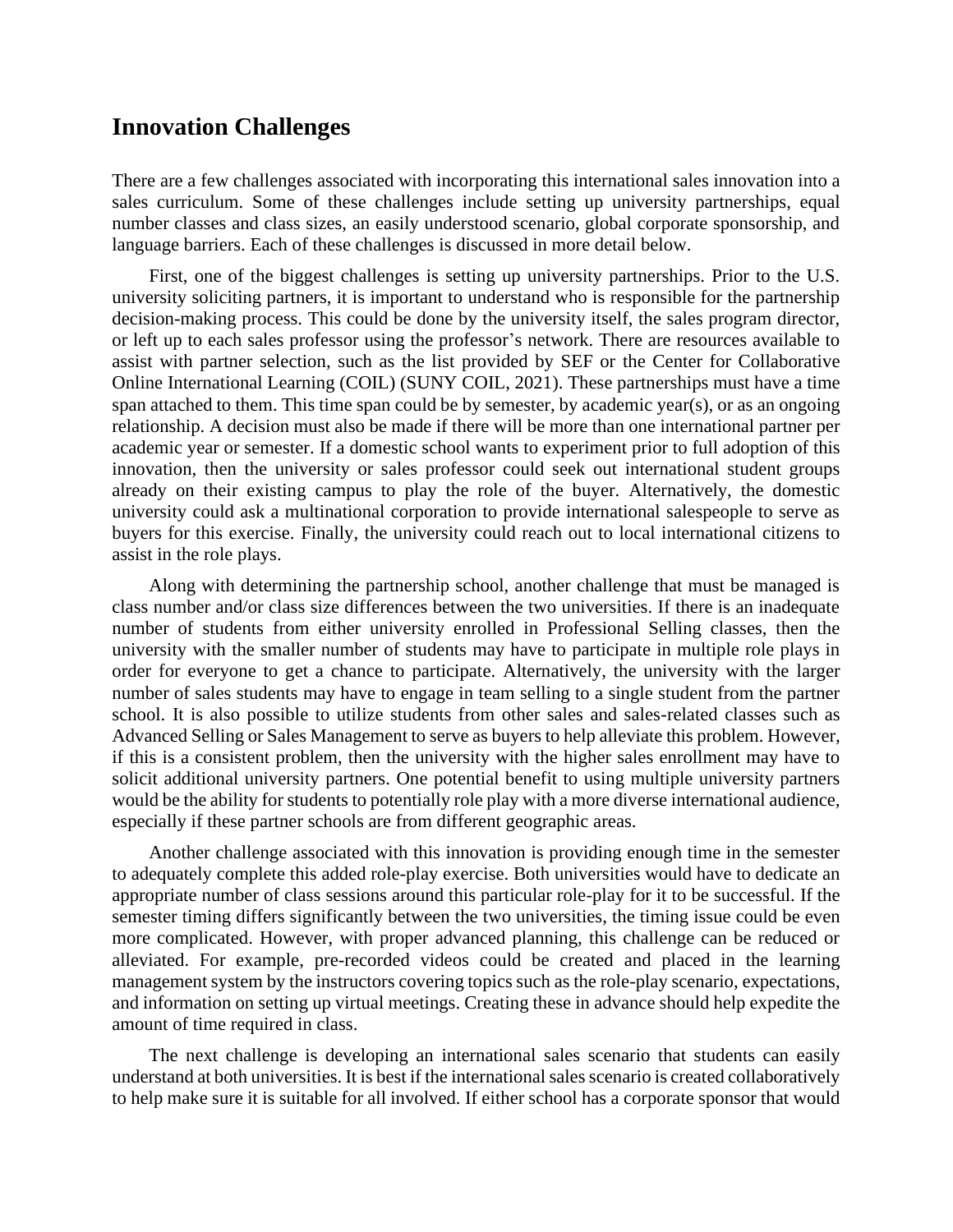## Innovation Challenges

There are a few challenges associated with incorporating this international sales innovation into a sales curriculum. Some of these challenges include setting up university partnerships, equal number classes and class sizes, an easily understood scenario, global corporate sponsorship, and language barriers. Each of these challenges is discussed in more detail below.

First, one of the biggest challenges is setting up university partnerships. Prior to the U.S. university soliciting partners, it is important to understand who is responsible for the partnership decision-making process. This could be done by the university itself, the sales program director, or left up to each sales professor using the professor's network. There are resources available to assist with partner selection, such as the list provided by SEF or the Center for Collaborative Online International Learning (COIL) (SUNY COIL, 2021). These partnerships must have a time span attached to them. This time span could be by semester, by academic year(s), or as an ongoing relationship. A decision must also be made if there will be more than one international partner per academic year or semester. If a domestic school wants to experiment prior to full adoption of this innovation, then the university or sales professor could seek out international student groups already on their existing campus to play the role of the buyer. Alternatively, the domestic university could ask a multinational corporation to provide international salespeople to serve as buyers for this exercise. Finally, the university could reach out to local international citizens to assist in the role plays.

Along with determining the partnership school, another challenge that must be managed is class number and/or class size differences between the two universities. If there is an inadequate number of students from either university enrolled in Professional Selling classes, then the university with the smaller number of students may have to participate in multiple role plays in order for everyone to get a chance to participate. Alternatively, the university with the larger number of sales students may have to engage in team selling to a single student from the partner school. It is also possible to utilize students from other sales and sales-related classes such as Advanced Selling or Sales Management to serve as buyers to help alleviate this problem. However, if this is a consistent problem, then the university with the higher sales enrollment may have to solicit additional university partners. One potential benefit to using multiple university partners would be the ability for students to potentially role play with a more diverse international audience, especially if these partner schools are from different geographic areas.

Another challenge associated with this innovation is providing enough time in the semester to adequately complete this added role-play exercise. Both universities would have to dedicate an appropriate number of class sessions around this particular role-play for it to be successful. If the semester timing differs significantly between the two universities, the timing issue could be even more complicated. However, with proper advanced planning, this challenge can be reduced or alleviated. For example, pre-recorded videos could be created and placed in the learning management system by the instructors covering topics such as the role-play scenario, expectations, and information on setting up virtual meetings. Creating these in advance should help expedite the amount of time required in class.

The next challenge is developing an international sales scenario that students can easily understand at both universities. It is best if the international sales scenario is created collaboratively to help make sure it is suitable for all involved. If either school has a corporate sponsor that would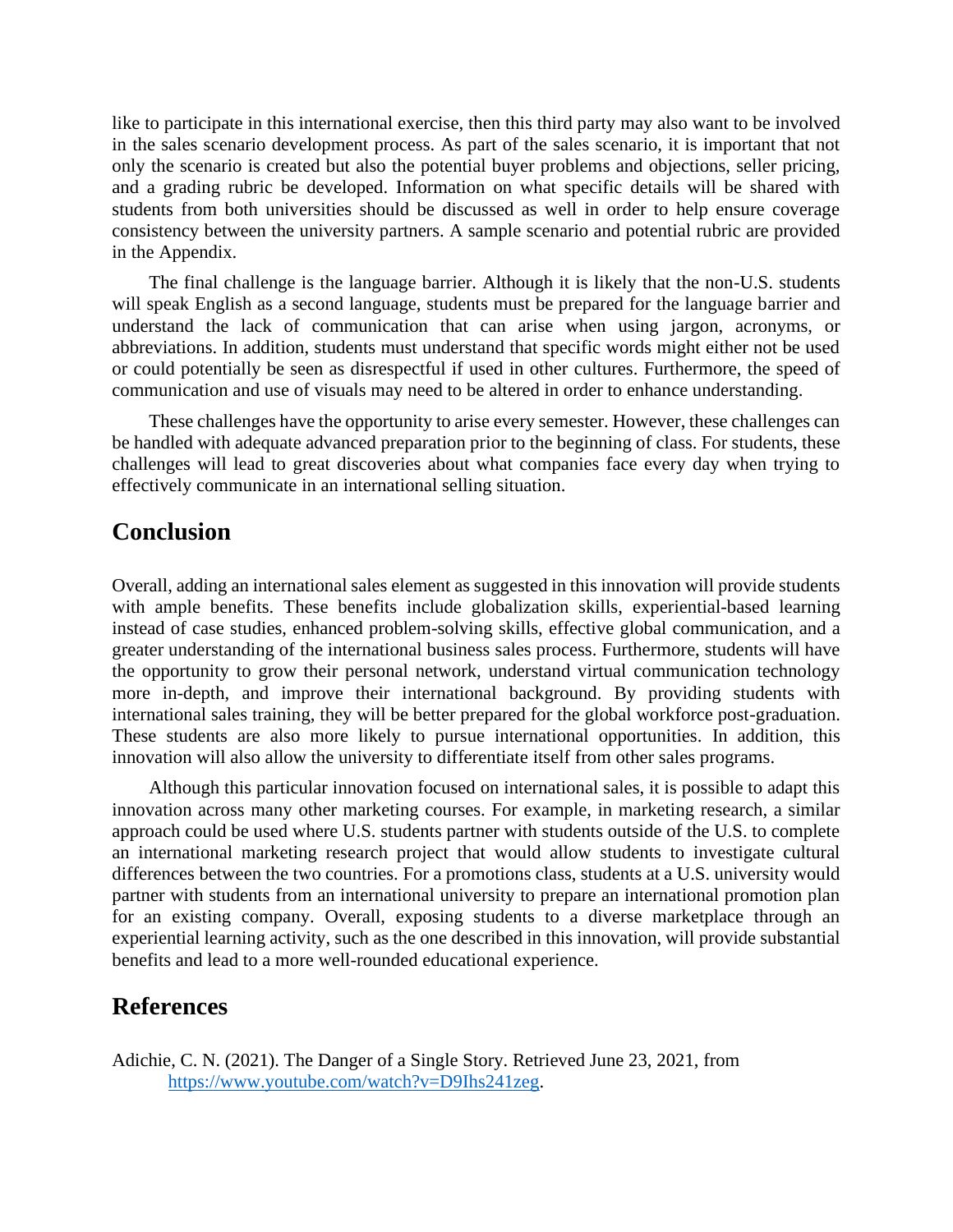like to participate in this international exercise, then this third party may also want to be involved in the sales scenario development process. As part of the sales scenario, it is important that not only the scenario is created but also the potential buyer problems and objections, seller pricing, and a grading rubric be developed. Information on what specific details will be shared with students from both universities should be discussed as well in order to help ensure coverage consistency between the university partners. A sample scenario and potential rubric are provided in the Appendix.

The final challenge is the language barrier. Although it is likely that the non-U.S. students will speak English as a second language, students must be prepared for the language barrier and understand the lack of communication that can arise when using jargon, acronyms, or abbreviations. In addition, students must understand that specific words might either not be used or could potentially be seen as disrespectful if used in other cultures. Furthermore, the speed of communication and use of visuals may need to be altered in order to enhance understanding.

These challenges have the opportunity to arise every semester. However, these challenges can be handled with adequate advanced preparation prior to the beginning of class. For students, these challenges will lead to great discoveries about what companies face every day when trying to effectively communicate in an international selling situation.

## Conclusion

Overall, adding an international sales element as suggested in this innovation will provide students with ample benefits. These benefits include globalization skills, experiential-based learning instead of case studies, enhanced problem-solving skills, effective global communication, and a greater understanding of the international business sales process. Furthermore, students will have the opportunity to grow their personal network, understand virtual communication technology more in-depth, and improve their international background. By providing students with international sales training, they will be better prepared for the global workforce post-graduation. These students are also more likely to pursue international opportunities. In addition, this innovation will also allow the university to differentiate itself from other sales programs.

Although this particular innovation focused on international sales, it is possible to adapt this innovation across many other marketing courses. For example, in marketing research, a similar approach could be used where U.S. students partner with students outside of the U.S. to complete an international marketing research project that would allow students to investigate cultural differences between the two countries. For a promotions class, students at a U.S. university would partner with students from an international university to prepare an international promotion plan for an existing company. Overall, exposing students to a diverse marketplace through an experiential learning activity, such as the one described in this innovation, will provide substantial benefits and lead to a more well-rounded educational experience.

## References

Adichie, C. N. (2021). The Danger of a Single Story. Retrieved June 23, 2021, from https://www.youtube.com/watch?v=D9Ihs241zeg.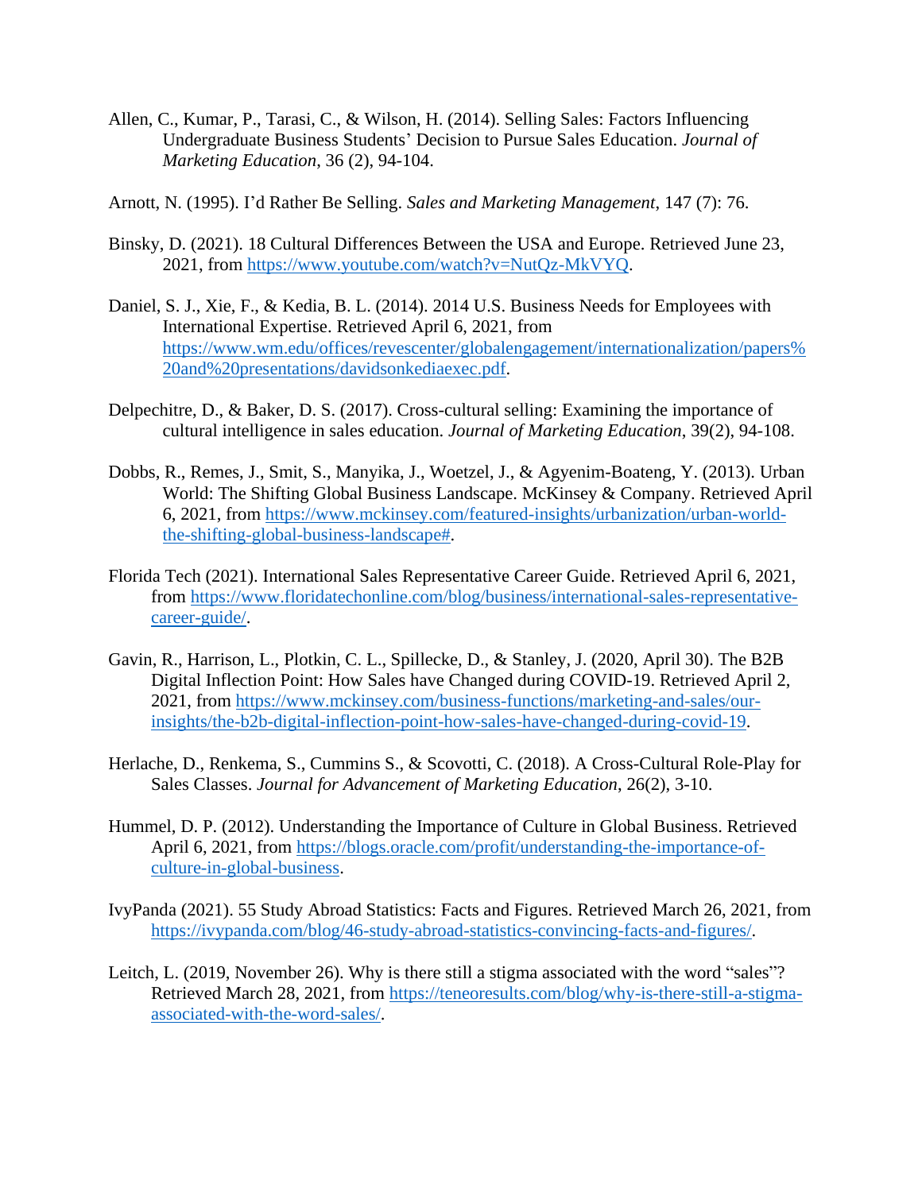Allen, C., Kumar, P., Tarasi, C., & Wilson, H. (2014). Selling Sales: Factors Influencing Undergraduate Business Students' Decision to Pursue Sales Education. *Journal of Marketing Education*, 36 (2), 94-104.

Arnott, N. (1995). I'd Rather Be Selling. *Sales and Marketing Management*, 147 (7): 76.

Binsky, D. (2021). 18 Cultural Differences Between the USA and Europe. Retrieved June 23, 2021, from https://www.youtube.com/watch?v=NutQz-MkVYQ.

Daniel, S. J., Xie, F., & Kedia, B. L. (2014). 2014 U.S. Business Needs for Employees with International Expertise. Retrieved April 6, 2021, from https://www.wm.edu/offices/revescenter/globalengagement/internationalization/papers%20and%20presentations/davidsonkediaexec.pdf.

Delpechitre, D., & Baker, D. S. (2017). Cross-cultural selling: Examining the importance of cultural intelligence in sales education. *Journal of Marketing Education*, 39(2), 94-108.

Dobbs, R., Remes, J., Smit, S., Manyika, J., Woetzel, J., & Agyenim-Boateng, Y. (2013). Urban World: The Shifting Global Business Landscape. McKinsey & Company. Retrieved April 6, 2021, from https://www.mckinsey.com/featured-insights/urbanization/urban-world-the-shifting-global-business-landscape#.

Florida Tech (2021). International Sales Representative Career Guide. Retrieved April 6, 2021, from https://www.floridatechonline.com/blog/business/international-sales-representative-career-guide/.

Gavin, R., Harrison, L., Plotkin, C. L., Spillecke, D., & Stanley, J. (2020, April 30). The B2B Digital Inflection Point: How Sales have Changed during COVID-19. Retrieved April 2, 2021, from https://www.mckinsey.com/business-functions/marketing-and-sales/our-insights/the-b2b-digital-inflection-point-how-sales-have-changed-during-covid-19.

Herlache, D., Renkema, S., Cummins S., & Scovotti, C. (2018). A Cross-Cultural Role-Play for Sales Classes. *Journal for Advancement of Marketing Education*, 26(2), 3-10.

Hummel, D. P. (2012). Understanding the Importance of Culture in Global Business. Retrieved April 6, 2021, from https://blogs.oracle.com/profit/understanding-the-importance-of-culture-in-global-business.

IvyPanda (2021). 55 Study Abroad Statistics: Facts and Figures. Retrieved March 26, 2021, from https://ivypanda.com/blog/46-study-abroad-statistics-convincing-facts-and-figures/.

Leitch, L. (2019, November 26). Why is there still a stigma associated with the word "sales"? Retrieved March 28, 2021, from https://teneoresults.com/blog/why-is-there-still-a-stigma-associated-with-the-word-sales/.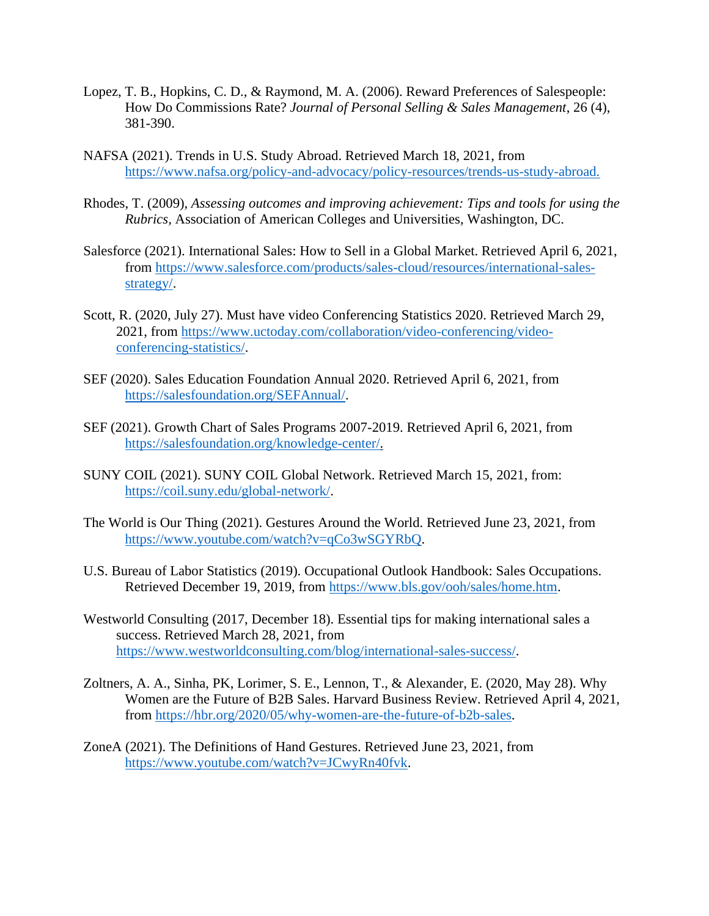Lopez, T. B., Hopkins, C. D., & Raymond, M. A. (2006). Reward Preferences of Salespeople: How Do Commissions Rate? *Journal of Personal Selling & Sales Management*, 26 (4), 381-390.

NAFSA (2021). Trends in U.S. Study Abroad. Retrieved March 18, 2021, from https://www.nafsa.org/policy-and-advocacy/policy-resources/trends-us-study-abroad.

Rhodes, T. (2009), *Assessing outcomes and improving achievement: Tips and tools for using the Rubrics*, Association of American Colleges and Universities, Washington, DC.

Salesforce (2021). International Sales: How to Sell in a Global Market. Retrieved April 6, 2021, from https://www.salesforce.com/products/sales-cloud/resources/international-sales-strategy/.

Scott, R. (2020, July 27). Must have video Conferencing Statistics 2020. Retrieved March 29, 2021, from https://www.uctoday.com/collaboration/video-conferencing/video-conferencing-statistics/.

SEF (2020). Sales Education Foundation Annual 2020. Retrieved April 6, 2021, from https://salesfoundation.org/SEFAnnual/.

SEF (2021). Growth Chart of Sales Programs 2007-2019. Retrieved April 6, 2021, from https://salesfoundation.org/knowledge-center/.

SUNY COIL (2021). SUNY COIL Global Network. Retrieved March 15, 2021, from: https://coil.suny.edu/global-network/.

The World is Our Thing (2021). Gestures Around the World. Retrieved June 23, 2021, from https://www.youtube.com/watch?v=qCo3wSGYRbQ.

U.S. Bureau of Labor Statistics (2019). Occupational Outlook Handbook: Sales Occupations. Retrieved December 19, 2019, from https://www.bls.gov/ooh/sales/home.htm.

Westworld Consulting (2017, December 18). Essential tips for making international sales a success. Retrieved March 28, 2021, from https://www.westworldconsulting.com/blog/international-sales-success/.

Zoltners, A. A., Sinha, PK, Lorimer, S. E., Lennon, T., & Alexander, E. (2020, May 28). Why Women are the Future of B2B Sales. Harvard Business Review. Retrieved April 4, 2021, from https://hbr.org/2020/05/why-women-are-the-future-of-b2b-sales.

ZoneA (2021). The Definitions of Hand Gestures. Retrieved June 23, 2021, from https://www.youtube.com/watch?v=JCwyRn40fvk.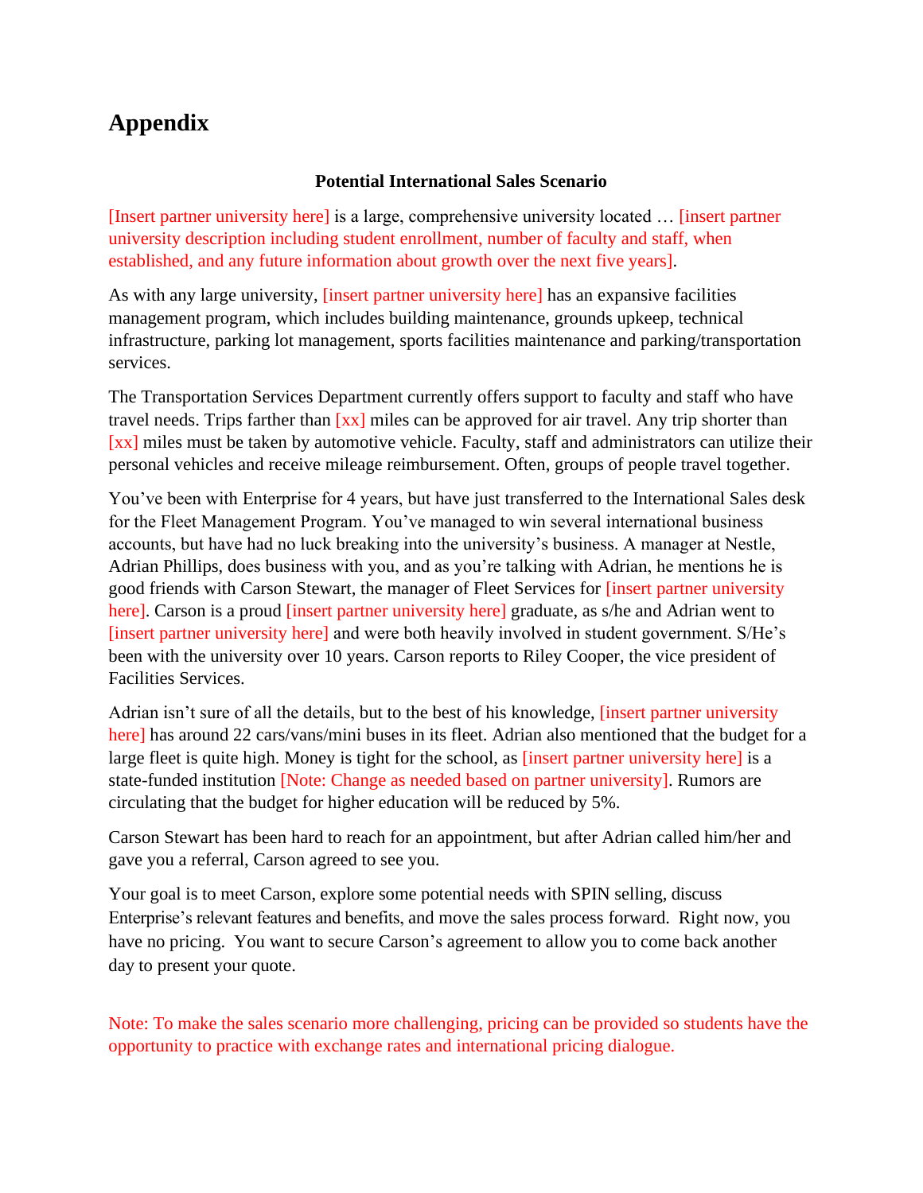# Appendix

**Potential International Sales Scenario**

[Insert partner university here] is a large, comprehensive university located … [insert partner university description including student enrollment, number of faculty and staff, when established, and any future information about growth over the next five years].

As with any large university, [insert partner university here] has an expansive facilities management program, which includes building maintenance, grounds upkeep, technical infrastructure, parking lot management, sports facilities maintenance and parking/transportation services.

The Transportation Services Department currently offers support to faculty and staff who have travel needs. Trips farther than [xx] miles can be approved for air travel. Any trip shorter than [xx] miles must be taken by automotive vehicle. Faculty, staff and administrators can utilize their personal vehicles and receive mileage reimbursement. Often, groups of people travel together.

You've been with Enterprise for 4 years, but have just transferred to the International Sales desk for the Fleet Management Program. You've managed to win several international business accounts, but have had no luck breaking into the university's business. A manager at Nestle, Adrian Phillips, does business with you, and as you're talking with Adrian, he mentions he is good friends with Carson Stewart, the manager of Fleet Services for [insert partner university here]. Carson is a proud [insert partner university here] graduate, as s/he and Adrian went to [insert partner university here] and were both heavily involved in student government. S/He's been with the university over 10 years. Carson reports to Riley Cooper, the vice president of Facilities Services.

Adrian isn't sure of all the details, but to the best of his knowledge, [insert partner university here] has around 22 cars/vans/mini buses in its fleet. Adrian also mentioned that the budget for a large fleet is quite high. Money is tight for the school, as [insert partner university here] is a state-funded institution [Note: Change as needed based on partner university]. Rumors are circulating that the budget for higher education will be reduced by 5%.

Carson Stewart has been hard to reach for an appointment, but after Adrian called him/her and gave you a referral, Carson agreed to see you.

Your goal is to meet Carson, explore some potential needs with SPIN selling, discuss Enterprise's relevant features and benefits, and move the sales process forward. Right now, you have no pricing. You want to secure Carson's agreement to allow you to come back another day to present your quote.

Note: To make the sales scenario more challenging, pricing can be provided so students have the opportunity to practice with exchange rates and international pricing dialogue.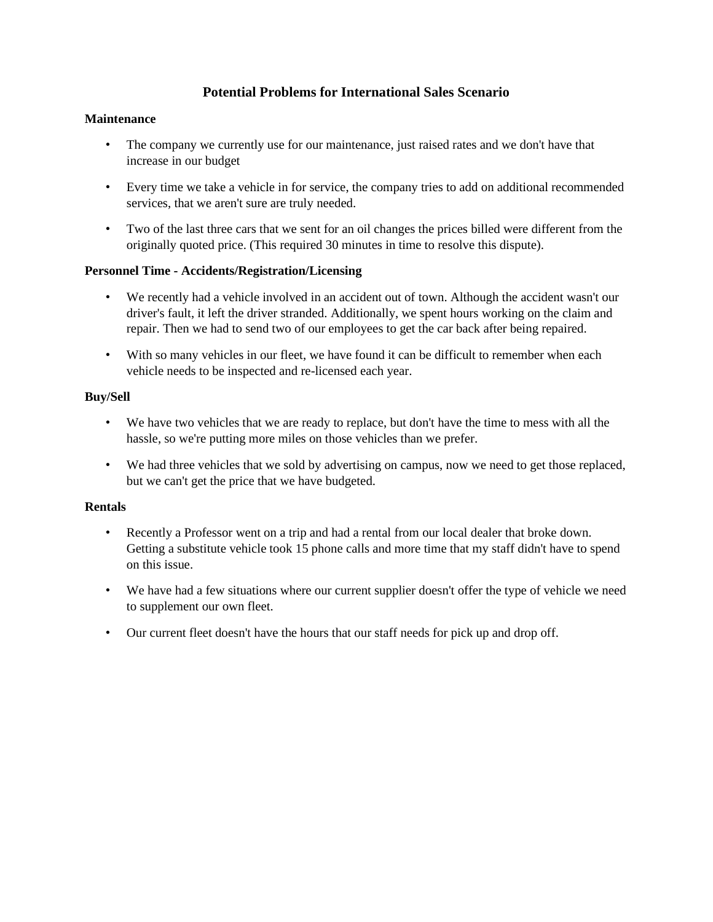# Potential Problems for International Sales Scenario

**Maintenance**

- The company we currently use for our maintenance, just raised rates and we don't have that increase in our budget
- Every time we take a vehicle in for service, the company tries to add on additional recommended services, that we aren't sure are truly needed.
- Two of the last three cars that we sent for an oil changes the prices billed were different from the originally quoted price. (This required 30 minutes in time to resolve this dispute).

**Personnel Time - Accidents/Registration/Licensing**

- We recently had a vehicle involved in an accident out of town. Although the accident wasn't our driver's fault, it left the driver stranded. Additionally, we spent hours working on the claim and repair. Then we had to send two of our employees to get the car back after being repaired.
- With so many vehicles in our fleet, we have found it can be difficult to remember when each vehicle needs to be inspected and re-licensed each year.

**Buy/Sell**

- We have two vehicles that we are ready to replace, but don't have the time to mess with all the hassle, so we're putting more miles on those vehicles than we prefer.
- We had three vehicles that we sold by advertising on campus, now we need to get those replaced, but we can't get the price that we have budgeted.

**Rentals**

- Recently a Professor went on a trip and had a rental from our local dealer that broke down. Getting a substitute vehicle took 15 phone calls and more time that my staff didn't have to spend on this issue.
- We have had a few situations where our current supplier doesn't offer the type of vehicle we need to supplement our own fleet.
- Our current fleet doesn't have the hours that our staff needs for pick up and drop off.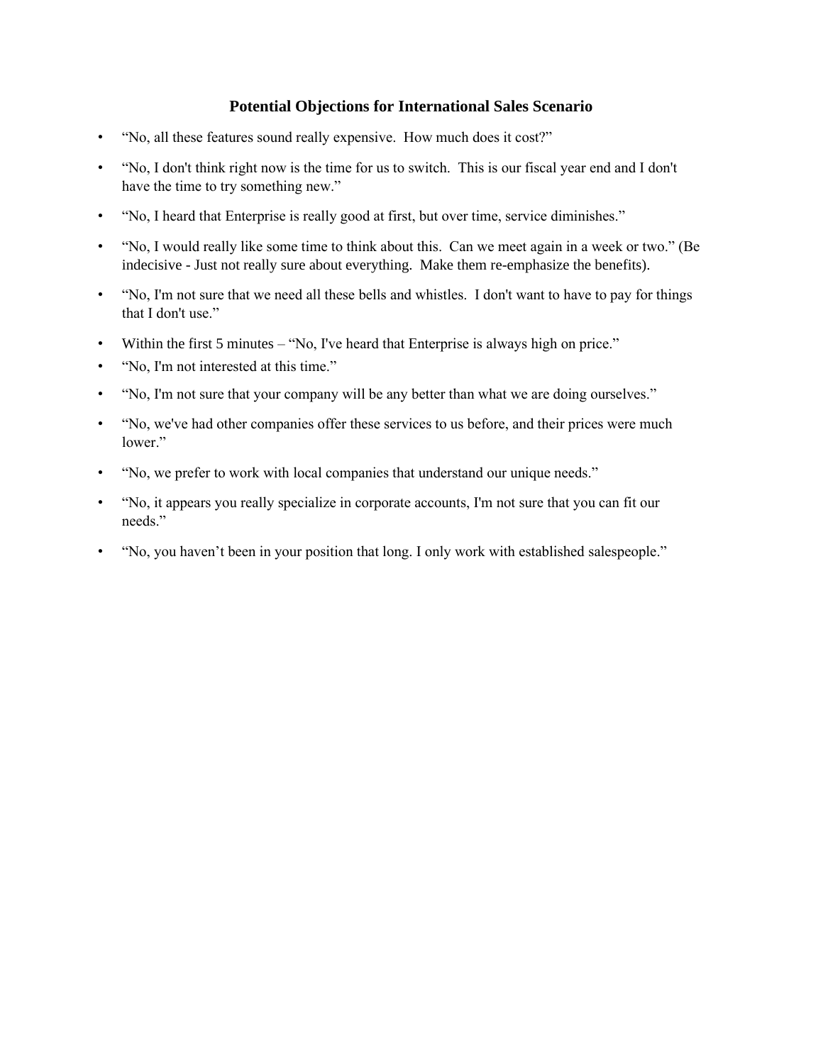## Potential Objections for International Sales Scenario

- "No, all these features sound really expensive. How much does it cost?"
- "No, I don't think right now is the time for us to switch. This is our fiscal year end and I don't have the time to try something new."
- "No, I heard that Enterprise is really good at first, but over time, service diminishes."
- "No, I would really like some time to think about this. Can we meet again in a week or two." (Be indecisive - Just not really sure about everything. Make them re-emphasize the benefits).
- "No, I'm not sure that we need all these bells and whistles. I don't want to have to pay for things that I don't use."
- Within the first 5 minutes – "No, I've heard that Enterprise is always high on price."
- "No, I'm not interested at this time."
- "No, I'm not sure that your company will be any better than what we are doing ourselves."
- "No, we've had other companies offer these services to us before, and their prices were much lower."
- "No, we prefer to work with local companies that understand our unique needs."
- "No, it appears you really specialize in corporate accounts, I'm not sure that you can fit our needs."
- "No, you haven't been in your position that long. I only work with established salespeople."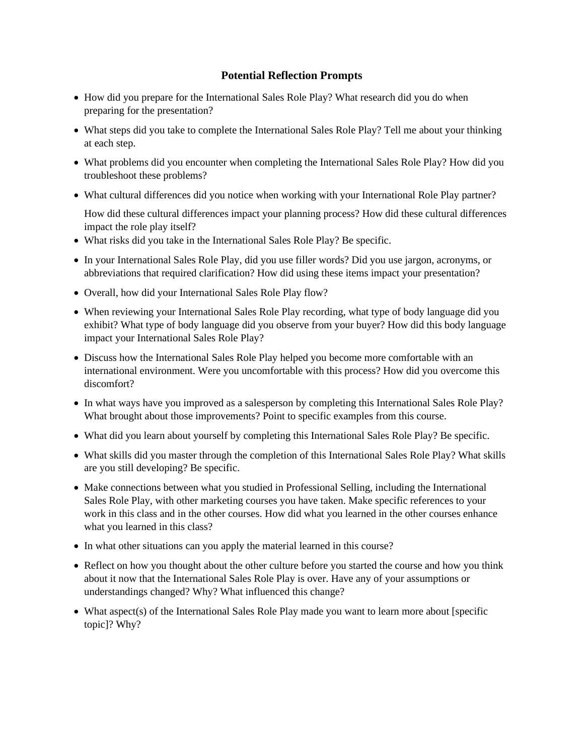## Potential Reflection Prompts

- How did you prepare for the International Sales Role Play? What research did you do when preparing for the presentation?
- What steps did you take to complete the International Sales Role Play? Tell me about your thinking at each step.
- What problems did you encounter when completing the International Sales Role Play? How did you troubleshoot these problems?
- What cultural differences did you notice when working with your International Role Play partner?

  How did these cultural differences impact your planning process? How did these cultural differences impact the role play itself?
- What risks did you take in the International Sales Role Play? Be specific.
- In your International Sales Role Play, did you use filler words? Did you use jargon, acronyms, or abbreviations that required clarification? How did using these items impact your presentation?
- Overall, how did your International Sales Role Play flow?
- When reviewing your International Sales Role Play recording, what type of body language did you exhibit? What type of body language did you observe from your buyer? How did this body language impact your International Sales Role Play?
- Discuss how the International Sales Role Play helped you become more comfortable with an international environment. Were you uncomfortable with this process? How did you overcome this discomfort?
- In what ways have you improved as a salesperson by completing this International Sales Role Play? What brought about those improvements? Point to specific examples from this course.
- What did you learn about yourself by completing this International Sales Role Play? Be specific.
- What skills did you master through the completion of this International Sales Role Play? What skills are you still developing? Be specific.
- Make connections between what you studied in Professional Selling, including the International Sales Role Play, with other marketing courses you have taken. Make specific references to your work in this class and in the other courses. How did what you learned in the other courses enhance what you learned in this class?
- In what other situations can you apply the material learned in this course?
- Reflect on how you thought about the other culture before you started the course and how you think about it now that the International Sales Role Play is over. Have any of your assumptions or understandings changed? Why? What influenced this change?
- What aspect(s) of the International Sales Role Play made you want to learn more about [specific topic]? Why?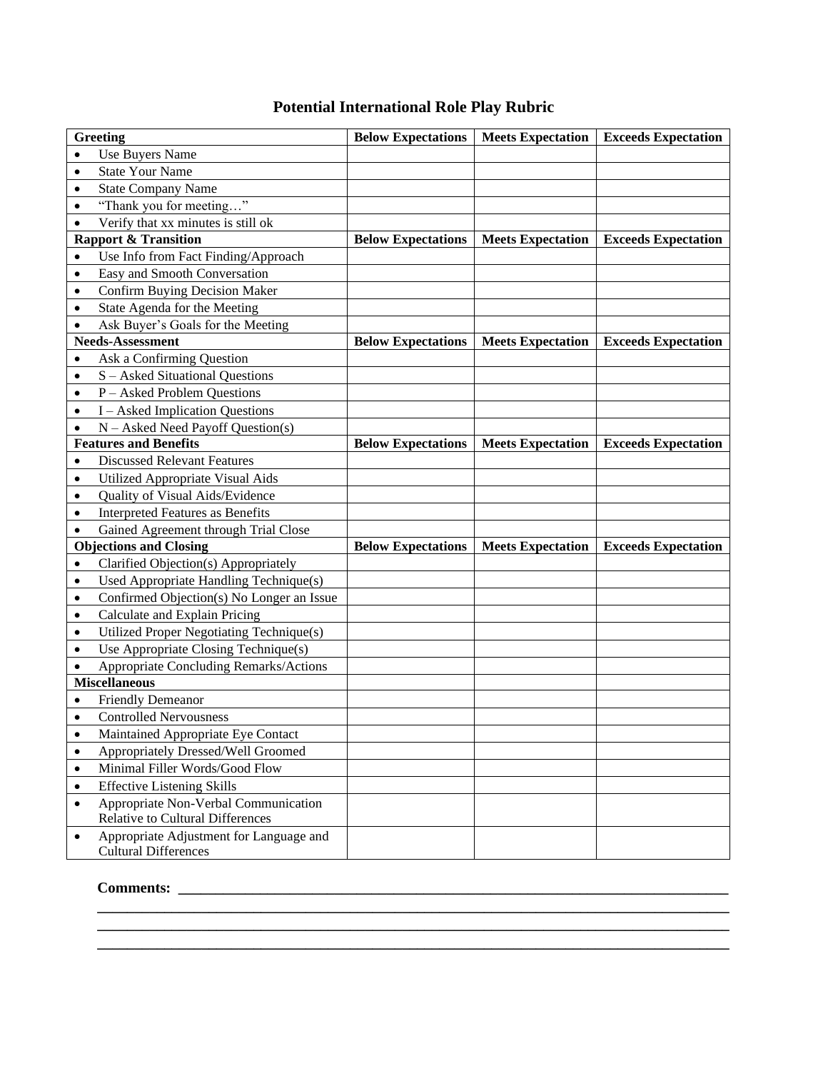# Potential International Role Play Rubric

| Greeting | Below Expectations | Meets Expectation | Exceeds Expectation |
|---|---|---|---|
| • Use Buyers Name | | | |
| • State Your Name | | | |
| • State Company Name | | | |
| • "Thank you for meeting…" | | | |
| • Verify that xx minutes is still ok | | | |
| **Rapport & Transition** | **Below Expectations** | **Meets Expectation** | **Exceeds Expectation** |
| • Use Info from Fact Finding/Approach | | | |
| • Easy and Smooth Conversation | | | |
| • Confirm Buying Decision Maker | | | |
| • State Agenda for the Meeting | | | |
| • Ask Buyer's Goals for the Meeting | | | |
| **Needs-Assessment** | **Below Expectations** | **Meets Expectation** | **Exceeds Expectation** |
| • Ask a Confirming Question | | | |
| • S – Asked Situational Questions | | | |
| • P – Asked Problem Questions | | | |
| • I – Asked Implication Questions | | | |
| • N – Asked Need Payoff Question(s) | | | |
| **Features and Benefits** | **Below Expectations** | **Meets Expectation** | **Exceeds Expectation** |
| • Discussed Relevant Features | | | |
| • Utilized Appropriate Visual Aids | | | |
| • Quality of Visual Aids/Evidence | | | |
| • Interpreted Features as Benefits | | | |
| • Gained Agreement through Trial Close | | | |
| **Objections and Closing** | **Below Expectations** | **Meets Expectation** | **Exceeds Expectation** |
| • Clarified Objection(s) Appropriately | | | |
| • Used Appropriate Handling Technique(s) | | | |
| • Confirmed Objection(s) No Longer an Issue | | | |
| • Calculate and Explain Pricing | | | |
| • Utilized Proper Negotiating Technique(s) | | | |
| • Use Appropriate Closing Technique(s) | | | |
| • Appropriate Concluding Remarks/Actions | | | |
| **Miscellaneous** | | | |
| • Friendly Demeanor | | | |
| • Controlled Nervousness | | | |
| • Maintained Appropriate Eye Contact | | | |
| • Appropriately Dressed/Well Groomed | | | |
| • Minimal Filler Words/Good Flow | | | |
| • Effective Listening Skills | | | |
| • Appropriate Non-Verbal Communication Relative to Cultural Differences | | | |
| • Appropriate Adjustment for Language and Cultural Differences | | | |

**Comments:** ______________________________________________________________________________

______________________________________________________________________________________

______________________________________________________________________________________

______________________________________________________________________________________